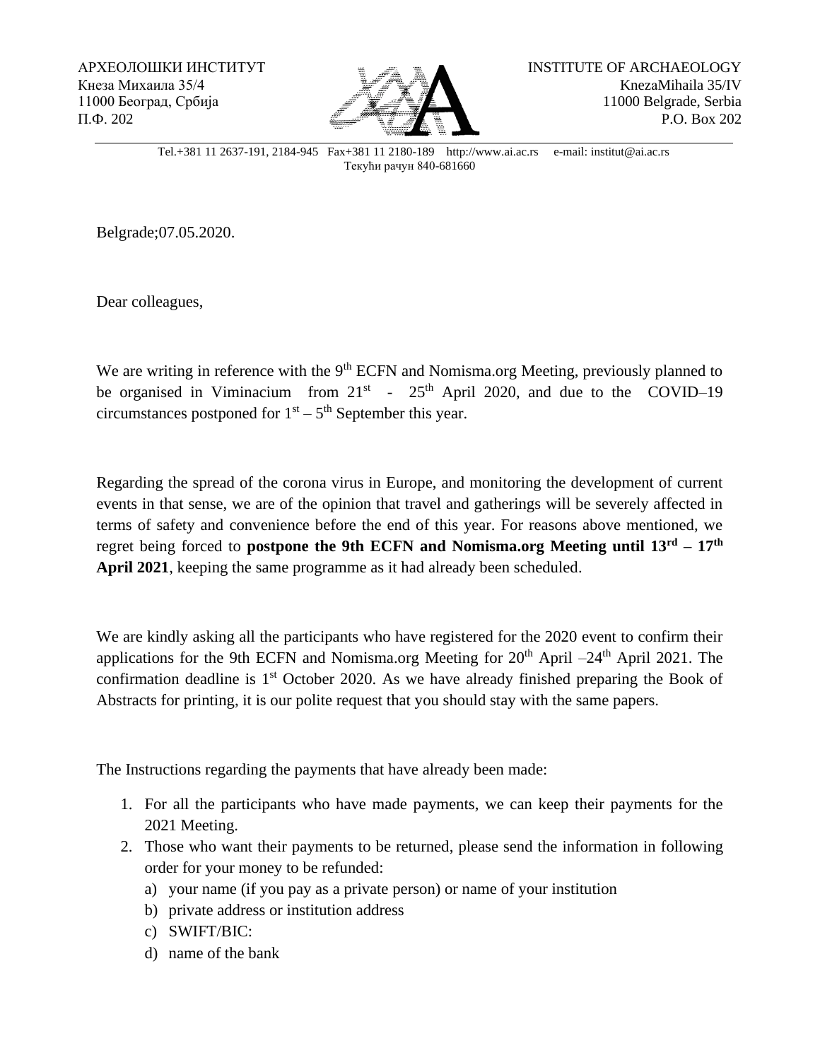АРХЕОЛОШКИ ИНСТИТУТ
Кнеза Михаила 35/4
11000 Београд, Србија
П.Ф. 202

INSTITUTE OF ARCHAEOLOGY
KnezaMihaila 35/IV
11000 Belgrade, Serbia
P.O. Box 202

Tel.+381 11 2637-191, 2184-945 Fax+381 11 2180-189 http://www.ai.ac.rs e-mail: institut@ai.ac.rs
Текући рачун 840-681660

Belgrade;07.05.2020.

Dear colleagues,

We are writing in reference with the 9th ECFN and Nomisma.org Meeting, previously planned to be organised in Viminacium from 21st - 25th April 2020, and due to the COVID–19 circumstances postponed for 1st – 5th September this year.

Regarding the spread of the corona virus in Europe, and monitoring the development of current events in that sense, we are of the opinion that travel and gatherings will be severely affected in terms of safety and convenience before the end of this year. For reasons above mentioned, we regret being forced to **postpone the 9th ECFN and Nomisma.org Meeting until 13rd – 17th April 2021**, keeping the same programme as it had already been scheduled.

We are kindly asking all the participants who have registered for the 2020 event to confirm their applications for the 9th ECFN and Nomisma.org Meeting for 20th April –24th April 2021. The confirmation deadline is 1st October 2020. As we have already finished preparing the Book of Abstracts for printing, it is our polite request that you should stay with the same papers.

The Instructions regarding the payments that have already been made:

1. For all the participants who have made payments, we can keep their payments for the 2021 Meeting.
2. Those who want their payments to be returned, please send the information in following order for your money to be refunded:
   a) your name (if you pay as a private person) or name of your institution
   b) private address or institution address
   c) SWIFT/BIC:
   d) name of the bank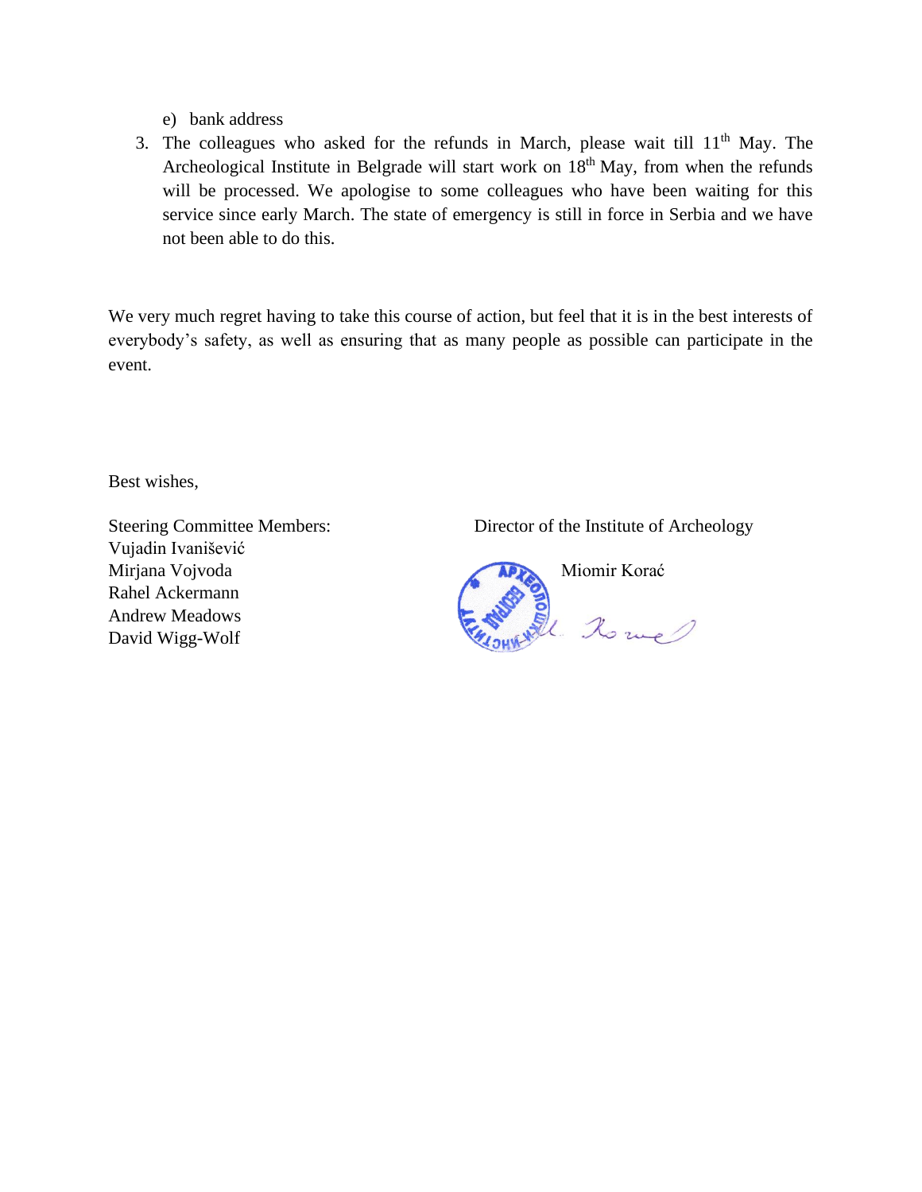e) bank address

3. The colleagues who asked for the refunds in March, please wait till 11th May. The Archeological Institute in Belgrade will start work on 18th May, from when the refunds will be processed. We apologise to some colleagues who have been waiting for this service since early March. The state of emergency is still in force in Serbia and we have not been able to do this.

We very much regret having to take this course of action, but feel that it is in the best interests of everybody's safety, as well as ensuring that as many people as possible can participate in the event.

Best wishes,

Steering Committee Members:
Vujadin Ivanišević
Mirjana Vojvoda
Rahel Ackermann
Andrew Meadows
David Wigg-Wolf

Director of the Institute of Archeology

Miomir Korać